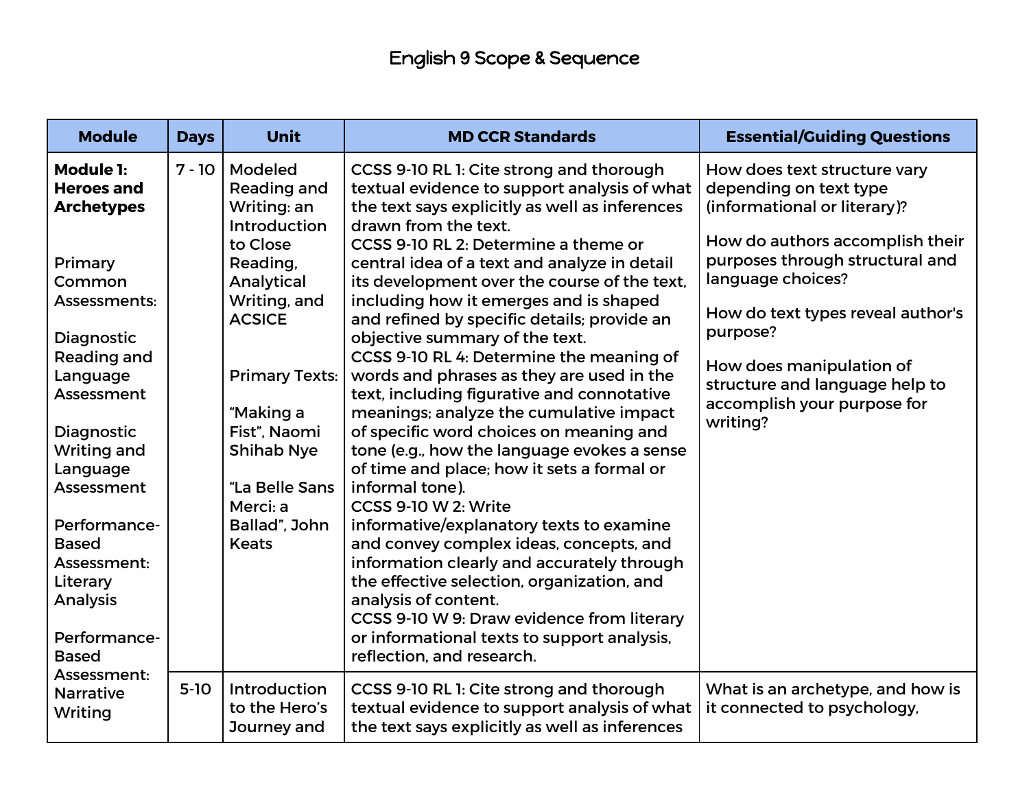# English 9 Scope & Sequence

| Module | Days | Unit | MD CCR Standards | Essential/Guiding Questions |
|---|---|---|---|---|
| **Module 1: Heroes and Archetypes**<br><br>Primary Common Assessments:<br><br>Diagnostic Reading and Language Assessment<br><br>Diagnostic Writing and Language Assessment<br><br>Performance-Based Assessment: Literary Analysis<br><br>Performance-Based Assessment: Narrative Writing | 7 - 10 | Modeled Reading and Writing: an Introduction to Close Reading, Analytical Writing, and ACSICE<br><br>Primary Texts:<br><br>"Making a Fist", Naomi Shihab Nye<br><br>"La Belle Sans Merci: a Ballad", John Keats | CCSS 9-10 RL 1: Cite strong and thorough textual evidence to support analysis of what the text says explicitly as well as inferences drawn from the text.<br>CCSS 9-10 RL 2: Determine a theme or central idea of a text and analyze in detail its development over the course of the text, including how it emerges and is shaped and refined by specific details; provide an objective summary of the text.<br>CCSS 9-10 RL 4: Determine the meaning of words and phrases as they are used in the text, including figurative and connotative meanings; analyze the cumulative impact of specific word choices on meaning and tone (e.g., how the language evokes a sense of time and place; how it sets a formal or informal tone).<br>CCSS 9-10 W 2: Write informative/explanatory texts to examine and convey complex ideas, concepts, and information clearly and accurately through the effective selection, organization, and analysis of content.<br>CCSS 9-10 W 9: Draw evidence from literary or informational texts to support analysis, reflection, and research. | How does text structure vary depending on text type (informational or literary)?<br><br>How do authors accomplish their purposes through structural and language choices?<br><br>How do text types reveal author's purpose?<br><br>How does manipulation of structure and language help to accomplish your purpose for writing? |
| | 5-10 | Introduction to the Hero's Journey and | CCSS 9-10 RL 1: Cite strong and thorough textual evidence to support analysis of what the text says explicitly as well as inferences | What is an archetype, and how is it connected to psychology, |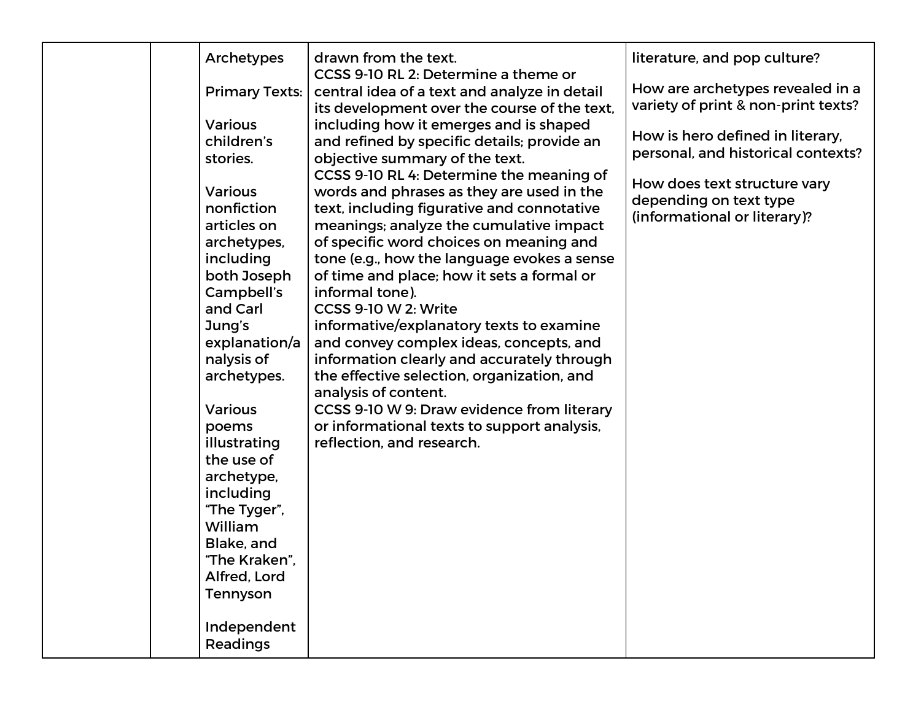| | | | | |
|---|---|---|---|---|
| | | Archetypes<br><br>Primary Texts:<br><br>Various children's stories.<br><br>Various nonfiction articles on archetypes, including both Joseph Campbell's and Carl Jung's explanation/analysis of archetypes.<br><br>Various poems illustrating the use of archetype, including "The Tyger", William Blake, and "The Kraken", Alfred, Lord Tennyson<br><br>Independent Readings | drawn from the text.<br>CCSS 9-10 RL 2: Determine a theme or central idea of a text and analyze in detail its development over the course of the text, including how it emerges and is shaped and refined by specific details; provide an objective summary of the text.<br>CCSS 9-10 RL 4: Determine the meaning of words and phrases as they are used in the text, including figurative and connotative meanings; analyze the cumulative impact of specific word choices on meaning and tone (e.g., how the language evokes a sense of time and place; how it sets a formal or informal tone).<br>CCSS 9-10 W 2: Write informative/explanatory texts to examine and convey complex ideas, concepts, and information clearly and accurately through the effective selection, organization, and analysis of content.<br>CCSS 9-10 W 9: Draw evidence from literary or informational texts to support analysis, reflection, and research. | literature, and pop culture?<br><br>How are archetypes revealed in a variety of print & non-print texts?<br><br>How is hero defined in literary, personal, and historical contexts?<br><br>How does text structure vary depending on text type (informational or literary)? |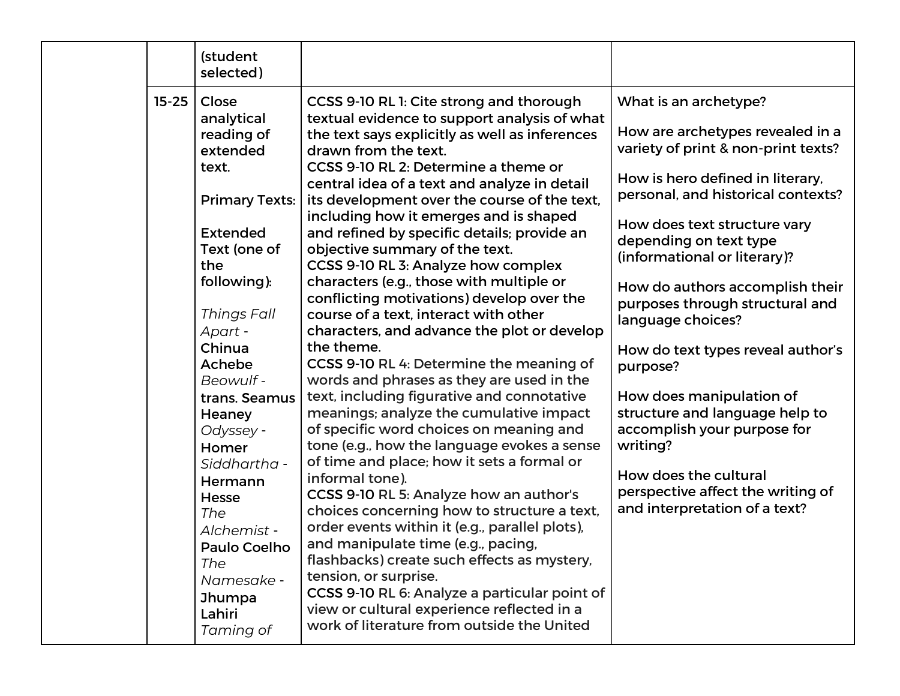| | | | | |
|---|---|---|---|---|
| | | (student selected) | | |
| | 15-25 | Close analytical reading of extended text.<br><br>Primary Texts:<br><br>Extended Text (one of the following):<br><br>*Things Fall Apart* - Chinua Achebe<br>*Beowulf* - trans. Seamus Heaney<br>*Odyssey* - Homer<br>*Siddhartha* - Hermann Hesse<br>*The Alchemist* - Paulo Coelho<br>*The Namesake* - Jhumpa Lahiri<br>*Taming of* | CCSS 9-10 RL 1: Cite strong and thorough textual evidence to support analysis of what the text says explicitly as well as inferences drawn from the text.<br>CCSS 9-10 RL 2: Determine a theme or central idea of a text and analyze in detail its development over the course of the text, including how it emerges and is shaped and refined by specific details; provide an objective summary of the text.<br>CCSS 9-10 RL 3: Analyze how complex characters (e.g., those with multiple or conflicting motivations) develop over the course of a text, interact with other characters, and advance the plot or develop the theme.<br>CCSS 9-10 RL 4: Determine the meaning of words and phrases as they are used in the text, including figurative and connotative meanings; analyze the cumulative impact of specific word choices on meaning and tone (e.g., how the language evokes a sense of time and place; how it sets a formal or informal tone).<br>CCSS 9-10 RL 5: Analyze how an author's choices concerning how to structure a text, order events within it (e.g., parallel plots), and manipulate time (e.g., pacing, flashbacks) create such effects as mystery, tension, or surprise.<br>CCSS 9-10 RL 6: Analyze a particular point of view or cultural experience reflected in a work of literature from outside the United | What is an archetype?<br><br>How are archetypes revealed in a variety of print & non-print texts?<br><br>How is hero defined in literary, personal, and historical contexts?<br><br>How does text structure vary depending on text type (informational or literary)?<br><br>How do authors accomplish their purposes through structural and language choices?<br><br>How do text types reveal author's purpose?<br><br>How does manipulation of structure and language help to accomplish your purpose for writing?<br><br>How does the cultural perspective affect the writing of and interpretation of a text? |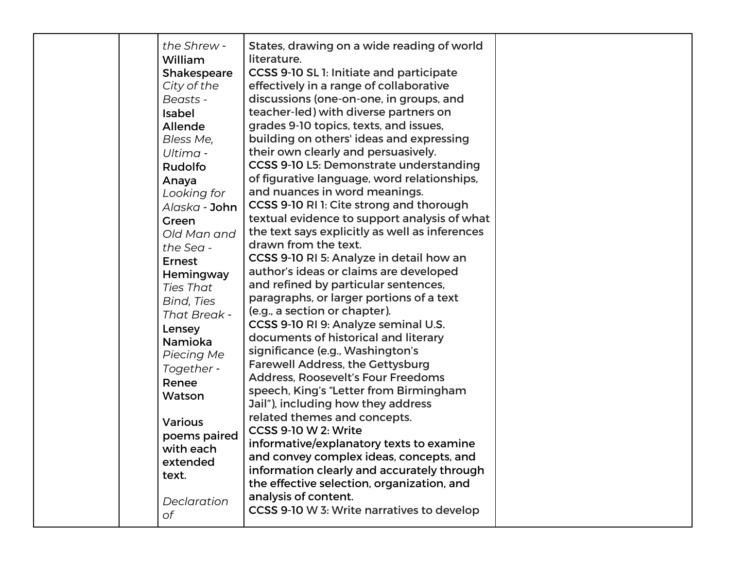|  |  |  |  |  |
|---|---|---|---|---|
|  |  | *the Shrew* - William Shakespeare<br>*City of the Beasts* - Isabel Allende<br>*Bless Me, Ultima* - Rudolfo Anaya<br>*Looking for Alaska* - John Green<br>*Old Man and the Sea* - Ernest Hemingway<br>*Ties That Bind, Ties That Break* - Lensey Namioka<br>*Piecing Me Together* - Renee Watson<br><br>Various poems paired with each extended text.<br><br>*Declaration of* | States, drawing on a wide reading of world literature.<br>CCSS 9-10 SL 1: Initiate and participate effectively in a range of collaborative discussions (one-on-one, in groups, and teacher-led) with diverse partners on grades 9-10 topics, texts, and issues, building on others' ideas and expressing their own clearly and persuasively.<br>CCSS 9-10 L5: Demonstrate understanding of figurative language, word relationships, and nuances in word meanings.<br>CCSS 9-10 RI 1: Cite strong and thorough textual evidence to support analysis of what the text says explicitly as well as inferences drawn from the text.<br>CCSS 9-10 RI 5: Analyze in detail how an author's ideas or claims are developed and refined by particular sentences, paragraphs, or larger portions of a text (e.g., a section or chapter).<br>CCSS 9-10 RI 9: Analyze seminal U.S. documents of historical and literary significance (e.g., Washington's Farewell Address, the Gettysburg Address, Roosevelt's Four Freedoms speech, King's "Letter from Birmingham Jail"), including how they address related themes and concepts.<br>CCSS 9-10 W 2: Write informative/explanatory texts to examine and convey complex ideas, concepts, and information clearly and accurately through the effective selection, organization, and analysis of content.<br>CCSS 9-10 W 3: Write narratives to develop |  |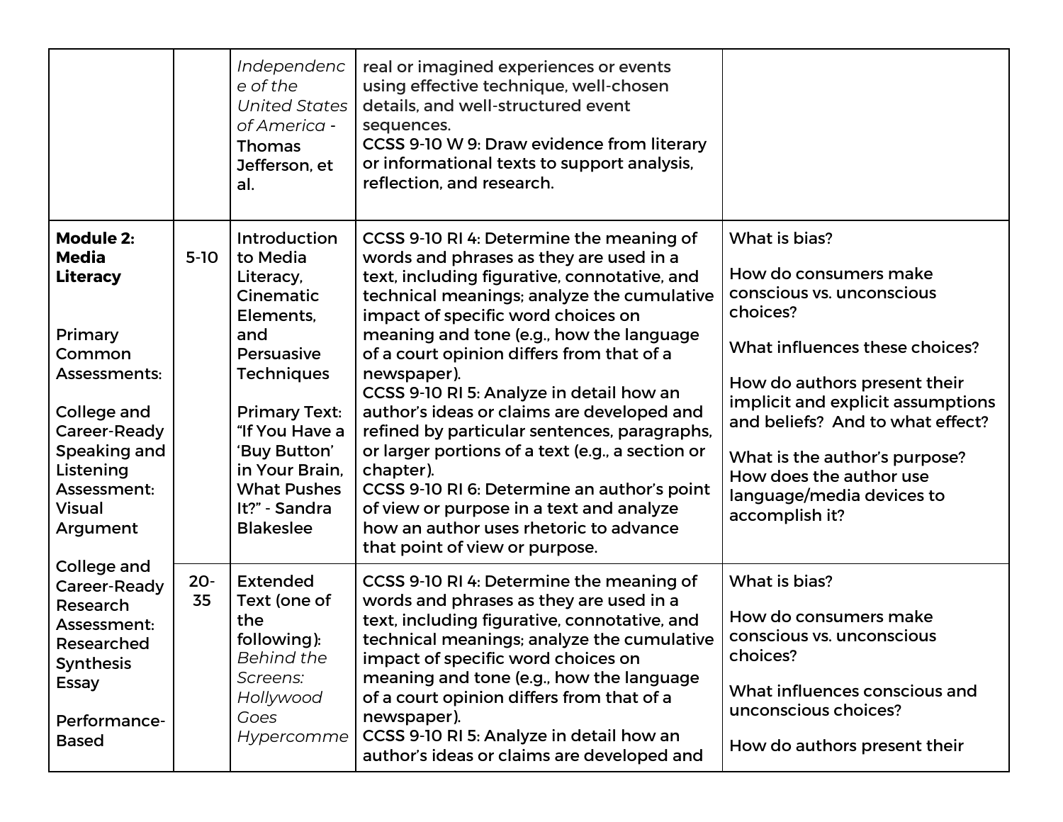| | | | | |
|---|---|---|---|---|
| | | *Independence of the United States of America* - Thomas Jefferson, et al. | real or imagined experiences or events using effective technique, well-chosen details, and well-structured event sequences.<br>CCSS 9-10 W 9: Draw evidence from literary or informational texts to support analysis, reflection, and research. | |
| **Module 2: Media Literacy**<br><br>Primary Common Assessments:<br><br>College and Career-Ready Speaking and Listening Assessment: Visual Argument<br><br>College and Career-Ready Research Assessment: Researched Synthesis Essay<br><br>Performance-Based | 5-10 | Introduction to Media Literacy, Cinematic Elements, and Persuasive Techniques<br><br>Primary Text: "If You Have a 'Buy Button' in Your Brain, What Pushes It?" - Sandra Blakeslee | CCSS 9-10 RI 4: Determine the meaning of words and phrases as they are used in a text, including figurative, connotative, and technical meanings; analyze the cumulative impact of specific word choices on meaning and tone (e.g., how the language of a court opinion differs from that of a newspaper).<br>CCSS 9-10 RI 5: Analyze in detail how an author's ideas or claims are developed and refined by particular sentences, paragraphs, or larger portions of a text (e.g., a section or chapter).<br>CCSS 9-10 RI 6: Determine an author's point of view or purpose in a text and analyze how an author uses rhetoric to advance that point of view or purpose. | What is bias?<br><br>How do consumers make conscious vs. unconscious choices?<br><br>What influences these choices?<br><br>How do authors present their implicit and explicit assumptions and beliefs? And to what effect?<br><br>What is the author's purpose? How does the author use language/media devices to accomplish it? |
| | 20-35 | Extended Text (one of the following): *Behind the Screens: Hollywood Goes Hypercomme* | CCSS 9-10 RI 4: Determine the meaning of words and phrases as they are used in a text, including figurative, connotative, and technical meanings; analyze the cumulative impact of specific word choices on meaning and tone (e.g., how the language of a court opinion differs from that of a newspaper).<br>CCSS 9-10 RI 5: Analyze in detail how an author's ideas or claims are developed and | What is bias?<br><br>How do consumers make conscious vs. unconscious choices?<br><br>What influences conscious and unconscious choices?<br><br>How do authors present their |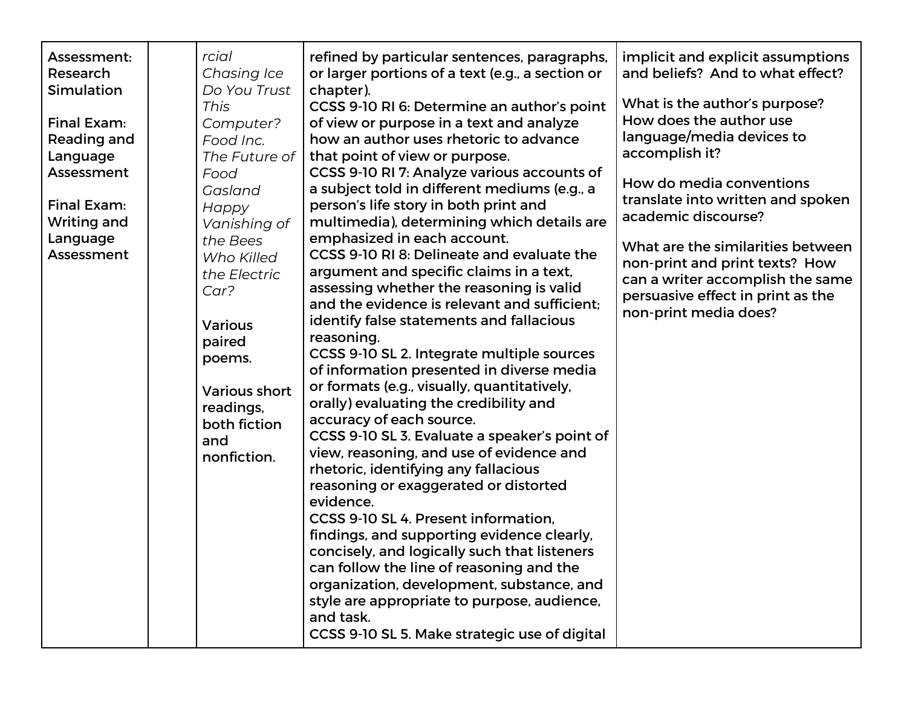| | | | | |
|---|---|---|---|---|
| **Assessment: Research Simulation**<br><br>**Final Exam: Reading and Language Assessment**<br><br>**Final Exam: Writing and Language Assessment** | | *rcial*<br>*Chasing Ice*<br>*Do You Trust This Computer?*<br>*Food Inc.*<br>*The Future of Food*<br>*Gasland*<br>*Happy*<br>*Vanishing of the Bees*<br>*Who Killed the Electric Car?*<br><br>Various paired poems.<br><br>Various short readings, both fiction and nonfiction. | refined by particular sentences, paragraphs, or larger portions of a text (e.g., a section or chapter).<br>CCSS 9-10 RI 6: Determine an author's point of view or purpose in a text and analyze how an author uses rhetoric to advance that point of view or purpose.<br>CCSS 9-10 RI 7: Analyze various accounts of a subject told in different mediums (e.g., a person's life story in both print and multimedia), determining which details are emphasized in each account.<br>CCSS 9-10 RI 8: Delineate and evaluate the argument and specific claims in a text, assessing whether the reasoning is valid and the evidence is relevant and sufficient; identify false statements and fallacious reasoning.<br>CCSS 9-10 SL 2. Integrate multiple sources of information presented in diverse media or formats (e.g., visually, quantitatively, orally) evaluating the credibility and accuracy of each source.<br>CCSS 9-10 SL 3. Evaluate a speaker's point of view, reasoning, and use of evidence and rhetoric, identifying any fallacious reasoning or exaggerated or distorted evidence.<br>CCSS 9-10 SL 4. Present information, findings, and supporting evidence clearly, concisely, and logically such that listeners can follow the line of reasoning and the organization, development, substance, and style are appropriate to purpose, audience, and task.<br>CCSS 9-10 SL 5. Make strategic use of digital | implicit and explicit assumptions and beliefs? And to what effect?<br><br>What is the author's purpose? How does the author use language/media devices to accomplish it?<br><br>How do media conventions translate into written and spoken academic discourse?<br><br>What are the similarities between non-print and print texts? How can a writer accomplish the same persuasive effect in print as the non-print media does? |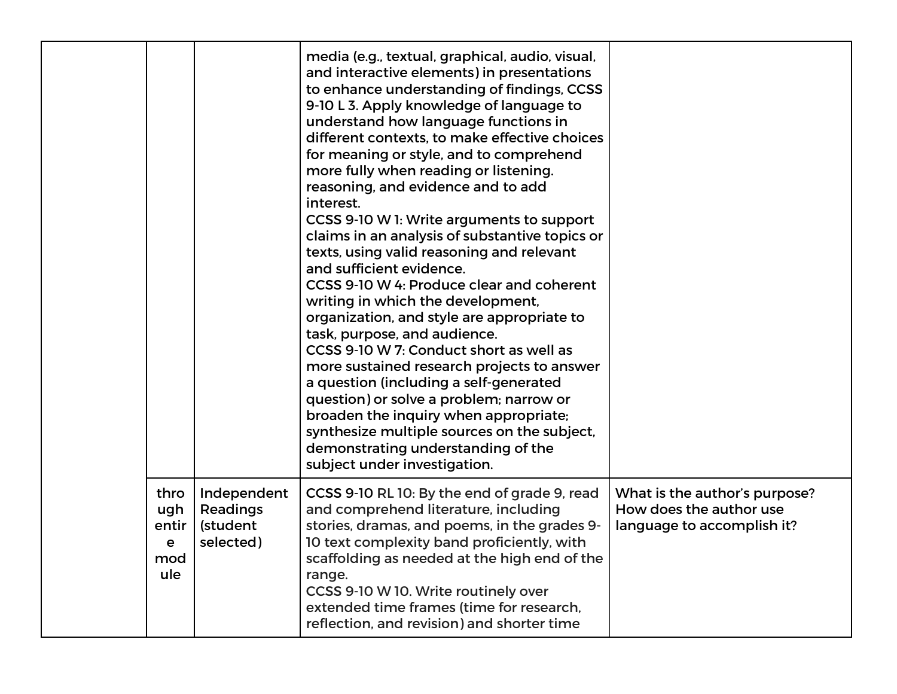| | | | | |
|---|---|---|---|---|
| | | | media (e.g., textual, graphical, audio, visual, and interactive elements) in presentations to enhance understanding of findings, CCSS 9-10 L 3. Apply knowledge of language to understand how language functions in different contexts, to make effective choices for meaning or style, and to comprehend more fully when reading or listening. reasoning, and evidence and to add interest.<br>CCSS 9-10 W 1: Write arguments to support claims in an analysis of substantive topics or texts, using valid reasoning and relevant and sufficient evidence.<br>CCSS 9-10 W 4: Produce clear and coherent writing in which the development, organization, and style are appropriate to task, purpose, and audience.<br>CCSS 9-10 W 7: Conduct short as well as more sustained research projects to answer a question (including a self-generated question) or solve a problem; narrow or broaden the inquiry when appropriate; synthesize multiple sources on the subject, demonstrating understanding of the subject under investigation. | |
| | through entire module | Independent Readings (student selected) | CCSS 9-10 RL 10: By the end of grade 9, read and comprehend literature, including stories, dramas, and poems, in the grades 9-10 text complexity band proficiently, with scaffolding as needed at the high end of the range.<br>CCSS 9-10 W 10. Write routinely over extended time frames (time for research, reflection, and revision) and shorter time | What is the author's purpose? How does the author use language to accomplish it? |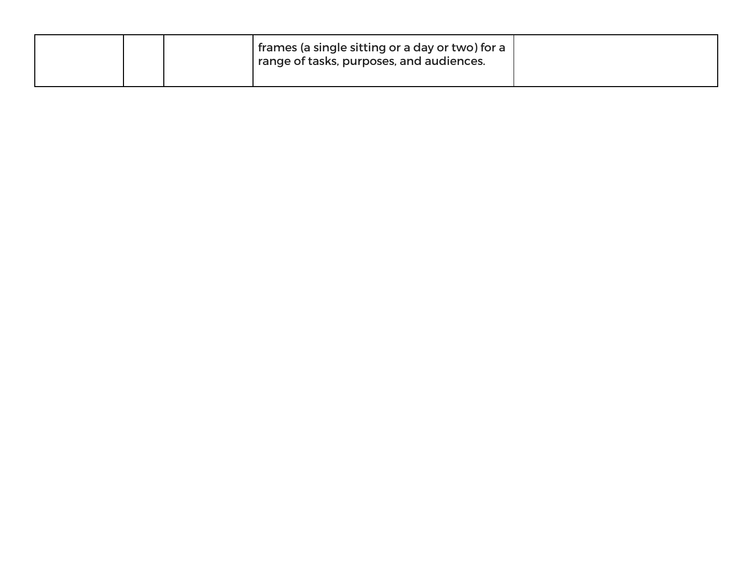| | | | | |
|---|---|---|---|---|
| | | | frames (a single sitting or a day or two) for a range of tasks, purposes, and audiences. | |